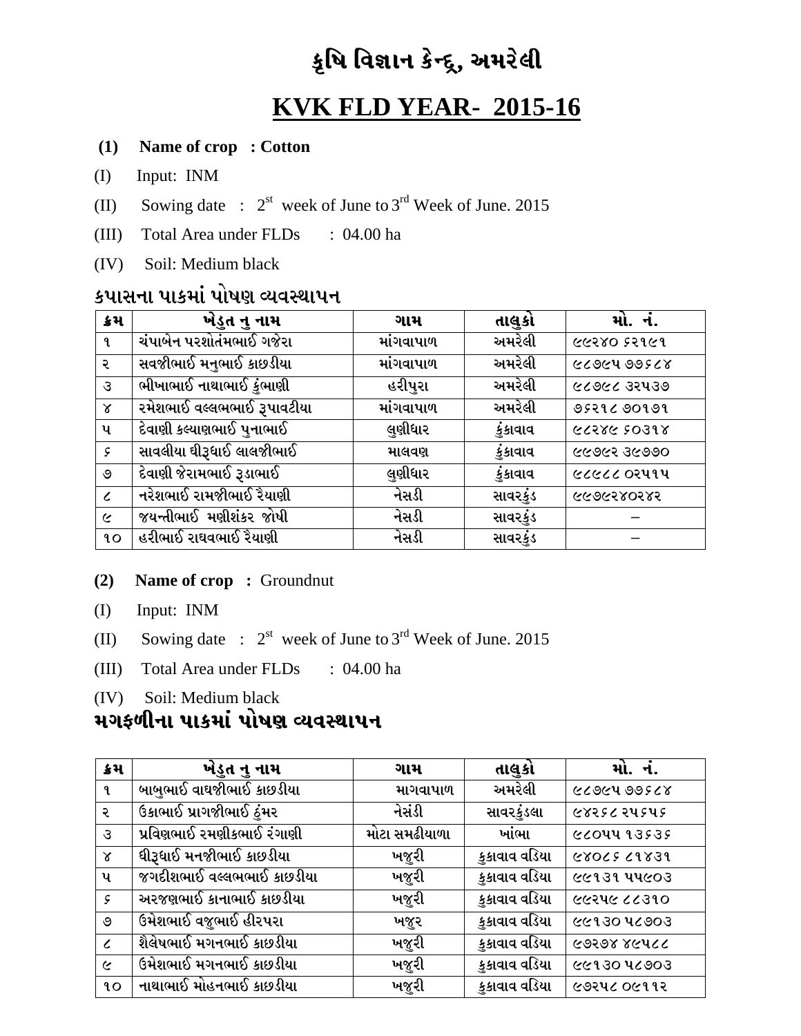# કૃષિ વિજ્ઞાન કેન્દ્ર, અમરેલી

# KVK FLD YEAR- 2015-16

**(1) Name of crop : Cotton**

(I) Input: INM

(II) Sowing date : 2st week of June to 3rd Week of June. 2015

(III) Total Area under FLDs : 04.00 ha

(IV) Soil: Medium black

### કપાસના પાકમાં પોષણ વ્યવસ્થાપન

| ક્રમ | ખેડુત નુ નામ | ગામ | તાલુકો | મો. નં. |
|---|---|---|---|---|
| ૧ | ચંપાબેન પરશોતંમભાઈ ગજેરા | માંગવાપાળ | અમરેલી | ૯૯૨૪૦ ૬૨૧૯૧ |
| ૨ | સવજીભાઈ મનુભાઈ કાછડીયા | માંગવાપાળ | અમરેલી | ૯૮૭૯૫ ૭૭૬૮૪ |
| ૩ | ભીખાભાઈ નાથાભાઈ કુંભાણી | હરીપુરા | અમરેલી | ૯૮૭૯૮ ૩૨૫૩૭ |
| ૪ | રમેશભાઈ વલ્લભભાઈ રૂપાવટીયા | માંગવાપાળ | અમરેલી | ૭૬૨૧૮ ૭૦૧૭૧ |
| ૫ | દેવાણી કલ્યાણભાઈ પુનાભાઈ | લુણીધાર | કુંકાવાવ | ૯૮૨૪૯ ૬૦૩૧૪ |
| ૬ | સાવલીયા ઘીરૂધાઈ લાલજીભાઈ | માલવણ | કુંકાવાવ | ૯૯૭૯૨ ૩૯૭૭૦ |
| ૭ | દેવાણી જેરામભાઈ રૂડાભાઈ | લુણીધાર | કુંકાવાવ | ૯૮૯૮૮ ૦૨૫૧૫ |
| ૮ | નરેશભાઈ રામજીભાઈ રૈયાણી | નેસડી | સાવરકુંડ | ૯૯૭૯૨૪૦૨૪૨ |
| ૯ | જયન્તીભાઈ મણીશંકર જોષી | નેસડી | સાવરકુંડ | – |
| ૧૦ | હરીભાઈ રાઘવભાઈ રૈયાણી | નેસડી | સાવરકુંડ | – |

**(2) Name of crop :** Groundnut

(I) Input: INM

(II) Sowing date : 2st week of June to 3rd Week of June. 2015

(III) Total Area under FLDs : 04.00 ha

(IV) Soil: Medium black

### મગફળીના પાકમાં પોષણ વ્યવસ્થાપન

| ક્રમ | ખેડુત નુ નામ | ગામ | તાલુકો | મો. નં. |
|---|---|---|---|---|
| ૧ | બાબુભાઈ વાઘજીભાઈ કાછડીયા | માગવાપાળ | અમરેલી | ૯૮૭૯૫ ૭૭૬૮૪ |
| ૨ | ઉકાભાઈ પ્રાગજીભાઈ ઠુંમર | નેસંડી | સાવરકુંડલા | ૯૪૨૬૮ ૨૫૬૫૬ |
| ૩ | પ્રવિણભાઈ રમણીકભાઈ રંગાણી | મોટા સમઢીયાળા | ખાંભા | ૯૮૦૫૫ ૧૩૬૩૬ |
| ૪ | ઘીરૂધાઈ મનજીભાઈ કાછડીયા | ખજુરી | કુકાવાવ વડિયા | ૯૪૦૮૬ ૮૧૪૩૧ |
| ૫ | જગદીશભાઈ વલ્લભભાઈ કાછડીયા | ખજુરી | કુકાવાવ વડિયા | ૯૯૧૩૧ ૫૫૯૦૩ |
| ૬ | અરજણભાઈ કાનાભાઈ કાછડીયા | ખજુરી | કુકાવાવ વડિયા | ૯૯૨૫૯ ૮૮૩૧૦ |
| ૭ | ઉમેશભાઈ વજુભાઈ હીરપરા | ખજુર | કુકાવાવ વડિયા | ૯૯૧૩૦ ૫૮૭૦૩ |
| ૮ | શૈલેષભાઈ મગનભાઈ કાછડીયા | ખજુરી | કુકાવાવ વડિયા | ૯૭૨૭૪ ૪૯૫૮૮ |
| ૯ | ઉમેશભાઈ મગનભાઈ કાછડીયા | ખજુરી | કુકાવાવ વડિયા | ૯૯૧૩૦ ૫૮૭૦૩ |
| ૧૦ | નાથાભાઈ મોહનભાઈ કાછડીયા | ખજુરી | કુકાવાવ વડિયા | ૯૭૨૫૮ ૦૯૧૧૨ |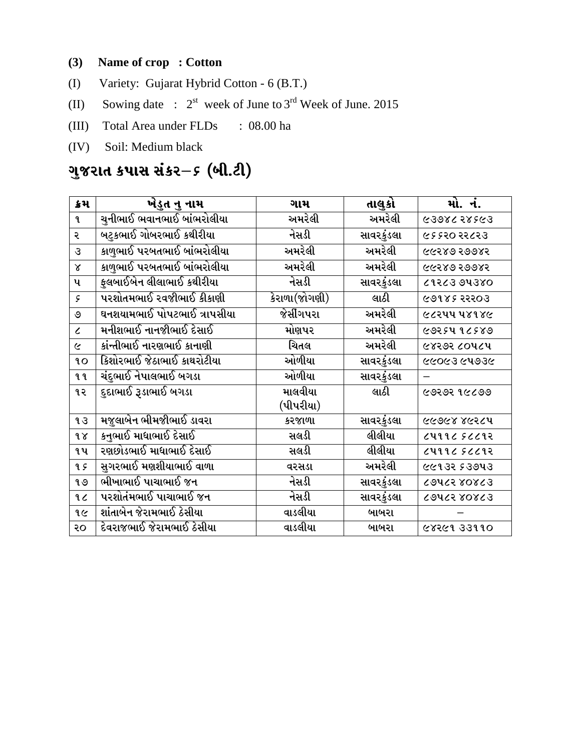**(3) Name of crop : Cotton**

(I) Variety: Gujarat Hybrid Cotton - 6 (B.T.)

(II) Sowing date : 2[st] week of June to 3[rd] Week of June. 2015

(III) Total Area under FLDs : 08.00 ha

(IV) Soil: Medium black

## ગુજરાત કપાસ સંકર–૬ (બી.ટી)

| ક્રમ | ખેડુત નુ નામ | ગામ | તાલુકો | મો. નં. |
|---|---|---|---|---|
| ૧ | ચુનીભાઈ ભવાનભાઈ બાંભરોલીયા | અમરેલી | અમરેલી | ૯૩૭૪૮ ૨૪૬૯૩ |
| ૨ | બટુકભાઈ ગોબરભાઈ કથીરીયા | નેસડી | સાવરકુંડલા | ૯૬૬૨૦ ૨૨૮૨૩ |
| ૩ | કાળુભાઈ પરબતભાઈ બાંભરોલીયા | અમરેલી | અમરેલી | ૯૯૨૪૭ ૨૭૭૪૨ |
| ૪ | કાળુભાઈ પરબતભાઈ બાંભરોલીયા | અમરેલી | અમરેલી | ૯૯૨૪૭ ૨૭૭૪૨ |
| ૫ | ફુલબાઈબેન લીલાભાઈ કથીરીયા | નેસડી | સાવરકુંડલા | ૮૧૨૮૩ ૭૫૩૪૦ |
| ૬ | પરશોતમભાઈ રવજીભાઈ કીકાણી | કેરાળા(જોગણી) | લાઠી | ૯૭૧૪૬ ૨૨૨૦૩ |
| ૭ | ઘનશયામભાઈ પોપટભાઈ ત્રાપસીયા | જેસીંગપરા | અમરેલી | ૯૮૨૫૫ ૫૪૧૪૯ |
| ૮ | મનીશભાઈ નાનજીભાઈ દેસાઈ | મોણપર | અમરેલી | ૯૭૨૬૫ ૧૮૬૪૭ |
| ૯ | કાંન્તીભાઈ નારણભાઈ કાનાણી | ચિતલ | અમરેલી | ૯૪૨૭૨ ૮૦૫૮૫ |
| ૧૦ | કિશોરભાઈ જેઠાભાઈ કાથરોટીયા | ઓળીયા | સાવરકુંડલા | ૯૯૦૯૩ ૯૫૭૩૯ |
| ૧૧ | ચંદુભાઈ નેપાલભાઈ બગડા | ઓળીયા | સાવરકુંડલા | – |
| ૧૨ | દુદાભાઈ રૂડાભાઈ બગડા | માલવીયા (પીપરીયા) | લાઠી | ૯૭૨૭૨ ૧૯૮૭૭ |
| ૧૩ | મજુલાબેન ભીમજીભાઈ ડાવરા | કરજાળા | સાવરકુંડલા | ૯૯૭૯૪ ૪૯૨૮૫ |
| ૧૪ | કનુભાઈ માધાભાઈ દેસાઈ | સલડી | લીલીયા | ૮૫૧૧૮ ૬૮૮૧૨ |
| ૧૫ | રણછોડભાઈ માધાભાઈ દેસાઈ | સલડી | લીલીયા | ૮૫૧૧૮ ૬૮૮૧૨ |
| ૧૬ | સુગરભાઈ મણશીયાભાઈ વાળા | વરસડા | અમરેલી | ૯૯૧૩૨ ૬૩૭૫૩ |
| ૧૭ | ભીખાભાઈ પાચાભાઈ જન | નેસડી | સાવરકુંડલા | ૮૭૫૮૨ ૪૦૪૮૩ |
| ૧૮ | પરશોતંમભાઈ પાચાભાઈ જન | નેસડી | સાવરકુંડલા | ૮૭૫૮૨ ૪૦૪૮૩ |
| ૧૯ | શાંતાબેન જેરામભાઈ ઠેસીયા | વાડલીયા | બાબરા | – |
| ૨૦ | દેવરાજભાઈ જેરામભાઈ ઠેસીયા | વાડલીયા | બાબરા | ૯૪૨૯૧ ૩૩૧૧૦ |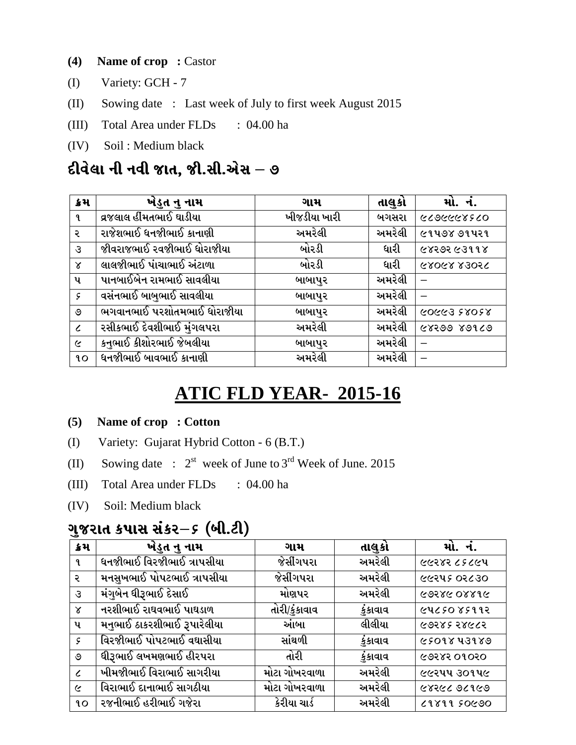**(4) Name of crop :** Castor

(I) Variety: GCH - 7

(II) Sowing date : Last week of July to first week August 2015

(III) Total Area under FLDs : 04.00 ha

(IV) Soil : Medium black

## દીવેલા ની નવી જાત, જી.સી.એસ – ૭

| ક્રમ | ખેડુત નુ નામ | ગામ | તાલુકો | મો. નં. |
|---|---|---|---|---|
| ૧ | વ્રજલાલ હીમતભાઈ ઘાડીયા | ખીજડીયા ખારી | બગસરા | ૯૮૭૯૯૯૪૬૮૦ |
| ૨ | રાજેશભાઈ ધનજીભાઈ કાનાણી | અમરેલી | અમરેલી | ૯૧૫૭૪ ૭૧૫૨૧ |
| ૩ | જીવરાજભાઈ રવજીભાઈ ધોરાજીયા | બોરડી | ધારી | ૯૪૨૭૨ ૯૩૧૧૪ |
| ૪ | લાલજીભાઈ પાંચાભાઈ અંટાળા | બોરડી | ધારી | ૯૪૦૯૪ ૪૩૦૨૮ |
| ૫ | પાનબાઈબેન રામભાઈ સાવલીયા | બાબાપુર | અમરેલી | – |
| ૬ | વસંનભાઈ બાબુભાઈ સાવલીયા | બાબાપુર | અમરેલી | – |
| ૭ | ભગવાનભાઈ પરશોતમભાઈ ધોરાજીયા | બાબાપુર | અમરેલી | ૯૦૯૯૩ ૬૪૦૬૪ |
| ૮ | રસીકભાઈ દેવશીભાઈ મુંગલપરા | અમરેલી | અમરેલી | ૯૪૨૭૭ ૪૭૧૮૭ |
| ૯ | કનુભાઈ કીશોરભાઈ જેબલીયા | બાબાપુર | અમરેલી | – |
| ૧૦ | ધનજીભાઈ બાવભાઈ કાનાણી | અમરેલી | અમરેલી | – |

# ATIC FLD YEAR- 2015-16

**(5) Name of crop : Cotton**

(I) Variety: Gujarat Hybrid Cotton - 6 (B.T.)

(II) Sowing date : 2st week of June to 3rd Week of June. 2015

(III) Total Area under FLDs : 04.00 ha

(IV) Soil: Medium black

## ગુજરાત કપાસ સંકર–૬ (બી.ટી)

| ક્રમ | ખેડુત નુ નામ | ગામ | તાલુકો | મો. નં. |
|---|---|---|---|---|
| ૧ | ધનજીભાઈ વિરજીભાઈ ત્રાપસીયા | જેસીંગપરા | અમરેલી | ૯૯૨૪૨ ૮૬૮૯૫ |
| ૨ | મનસુખભાઈ પોપટભાઈ ત્રાપસીયા | જેસીંગપરા | અમરેલી | ૯૯૨૫૬ ૦૨૮૩૦ |
| ૩ | મંગુબેન ધીરૂભાઈ દેસાઈ | મોણપર | અમરેલી | ૯૭૨૪૯ ૦૪૪૧૯ |
| ૪ | નરશીભાઈ રાઘવભાઈ પાઘડાળ | તોરી/કુંકાવાવ | કુંકાવાવ | ૯૫૮૬૦ ૪૬૧૧૨ |
| ૫ | મનુભાઈ ઠાકરશીભાઈ રૂપારેલીયા | આંબા | લીલીયા | ૯૭૨૪૬ ૨૪૯૮૨ |
| ૬ | વિરજીભાઈ પોપટભાઈ વઘાસીયા | સાંથળી | કુંકાવાવ | ૯૬૦૧૪ ૫૩૧૪૭ |
| ૭ | ધીરૂભાઈ લખમણભાઈ હીરપરા | તોરી | કુંકાવાવ | ૯૭૨૪૨ ૦૧૦૨૦ |
| ૮ | ખીમજીભાઈ વિરાભાઈ સાગરીયા | મોટા ગોખરવાળા | અમરેલી | ૯૯૨૫૫ ૩૦૧૫૯ |
| ૯ | વિરાભાઈ દાનાભાઈ સાગઠીયા | મોટા ગોખરવાળા | અમરેલી | ૯૪૨૯૮ ૭૮૧૯૭ |
| ૧૦ | રજનીભાઈ હરીભાઈ ગજેરા | કેરીયા ચાર્ડ | અમરેલી | ૮૧૪૧૧ ૬૦૯૭૦ |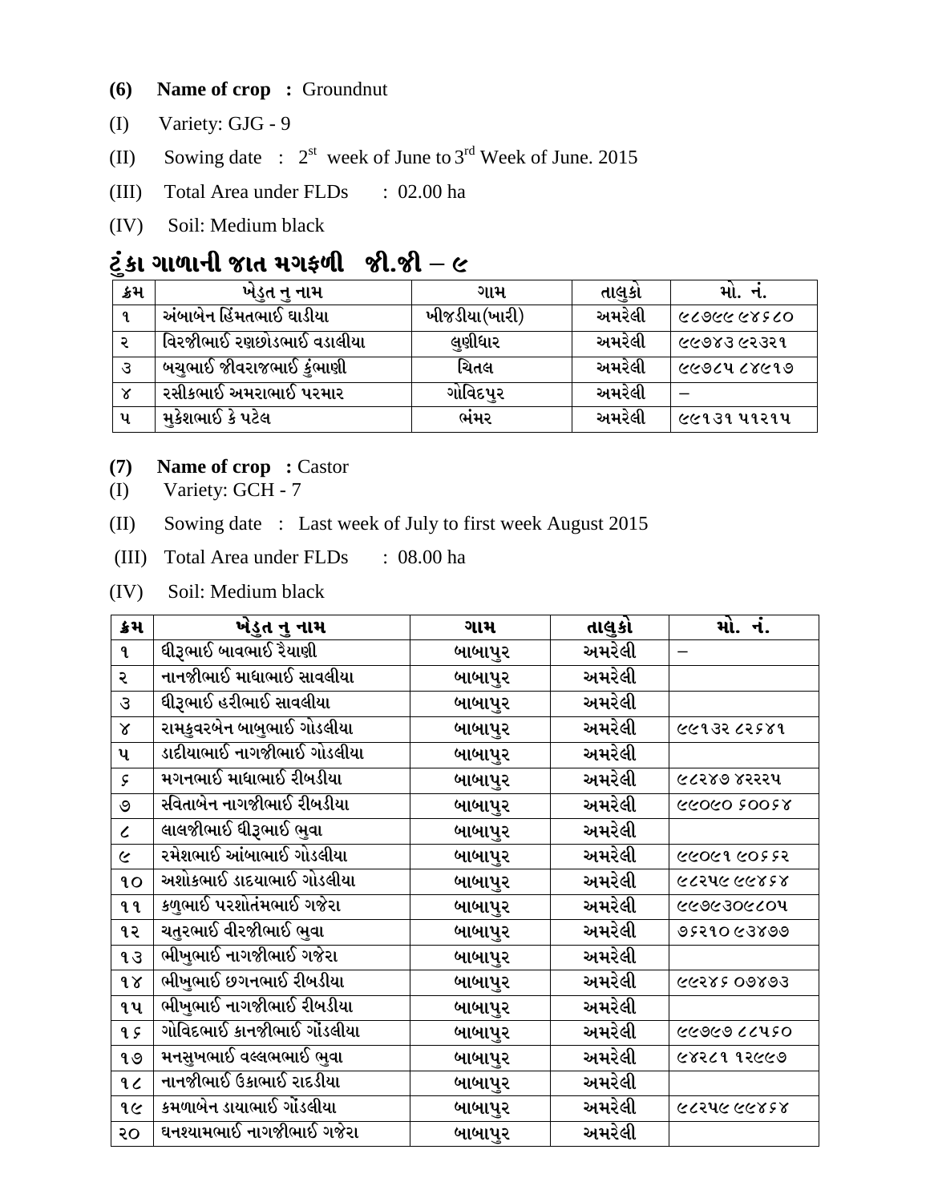**(6) Name of crop :** Groundnut

(I) Variety: GJG - 9

(II) Sowing date : 2st week of June to 3rd Week of June. 2015

(III) Total Area under FLDs : 02.00 ha

(IV) Soil: Medium black

## ટુંકા ગાળાની જાત મગફળી જી.જી – ૯

| ક્રમ | ખેડુત નુ નામ | ગામ | તાલુકો | મો. નં. |
|---|---|---|---|---|
| ૧ | અંબાબેન હિંમતભાઈ ઘાડીયા | ખીજડીયા(ખારી) | અમરેલી | ૯૮૭૯૯ ૯૪૬૮૦ |
| ૨ | વિરજીભાઈ રણછોડભાઈ વડાલીયા | લુણીધાર | અમરેલી | ૯૯૭૪૩ ૯૨૩૨૧ |
| ૩ | બચુભાઈ જીવરાજભાઈ કુંભાણી | ચિતલ | અમરેલી | ૯૯૭૮૫ ૮૪૯૧૭ |
| ૪ | રસીકભાઈ અમરાભાઈ પરમાર | ગોવિદપુર | અમરેલી | – |
| ૫ | મુકેશભાઈ કે પટેલ | ભંમર | અમરેલી | ૯૯૧૩૧ ૫૧૨૧૫ |

**(7) Name of crop :** Castor

(I) Variety: GCH - 7

(II) Sowing date : Last week of July to first week August 2015

(III) Total Area under FLDs : 08.00 ha

(IV) Soil: Medium black

| ક્રમ | ખેડુત નુ નામ | ગામ | તાલુકો | મો. નં. |
|---|---|---|---|---|
| ૧ | ધીરૂભાઈ બાવભાઈ રૈયાણી | બાબાપુર | અમરેલી | – |
| ૨ | નાનજીભાઈ માધાભાઈ સાવલીયા | બાબાપુર | અમરેલી | |
| ૩ | ધીરૂભાઈ હરીભાઈ સાવલીયા | બાબાપુર | અમરેલી | |
| ૪ | રામકુવરબેન બાબુભાઈ ગોડલીયા | બાબાપુર | અમરેલી | ૯૯૧૩૨ ૮૨૬૪૧ |
| ૫ | ડાદીયાભાઈ નાગજીભાઈ ગોડલીયા | બાબાપુર | અમરેલી | |
| ૬ | મગનભાઈ માધાભાઈ રીબડીયા | બાબાપુર | અમરેલી | ૯૮૨૪૭ ૪૨૨૨૫ |
| ૭ | સવિતાબેન નાગજીભાઈ રીબડીયા | બાબાપુર | અમરેલી | ૯૯૦૯૦ ૬૦૦૬૪ |
| ૮ | લાલજીભાઈ ધીરૂભાઈ ભુવા | બાબાપુર | અમરેલી | |
| ૯ | રમેશભાઈ આંબાભાઈ ગોડલીયા | બાબાપુર | અમરેલી | ૯૯૦૯૧ ૯૦૬૬૨ |
| ૧૦ | અશોકભાઈ ડાદયાભાઈ ગોડલીયા | બાબાપુર | અમરેલી | ૯૮૨૫૯ ૯૯૪૬૪ |
| ૧૧ | કળુભાઈ પરશોતંમભાઈ ગજેરા | બાબાપુર | અમરેલી | ૯૯૭૯૩૦૯૮૦૫ |
| ૧૨ | ચતુરભાઈ વીરજીભાઈ ભુવા | બાબાપુર | અમરેલી | ૭૬૨૧૦ ૯૩૪૭૭ |
| ૧૩ | ભીખુભાઈ નાગજીભાઈ ગજેરા | બાબાપુર | અમરેલી | |
| ૧૪ | ભીખુભાઈ છગનભાઈ રીબડીયા | બાબાપુર | અમરેલી | ૯૯૨૪૬ ૦૭૪૭૩ |
| ૧૫ | ભીખુભાઈ નાગજીભાઈ રીબડીયા | બાબાપુર | અમરેલી | |
| ૧૬ | ગોવિદભાઈ કાનજીભાઈ ગોંડલીયા | બાબાપુર | અમરેલી | ૯૯૭૯૭ ૮૮૫૬૦ |
| ૧૭ | મનસુખભાઈ વલ્લભભાઈ ભુવા | બાબાપુર | અમરેલી | ૯૪૨૮૧ ૧૨૯૯૭ |
| ૧૮ | નાનજીભાઈ ઉકાભાઈ રાદડીયા | બાબાપુર | અમરેલી | |
| ૧૯ | કમળાબેન ડાયાભાઈ ગોંડલીયા | બાબાપુર | અમરેલી | ૯૮૨૫૯ ૯૯૪૬૪ |
| ૨૦ | ઘનશ્યામભાઈ નાગજીભાઈ ગજેરા | બાબાપુર | અમરેલી | |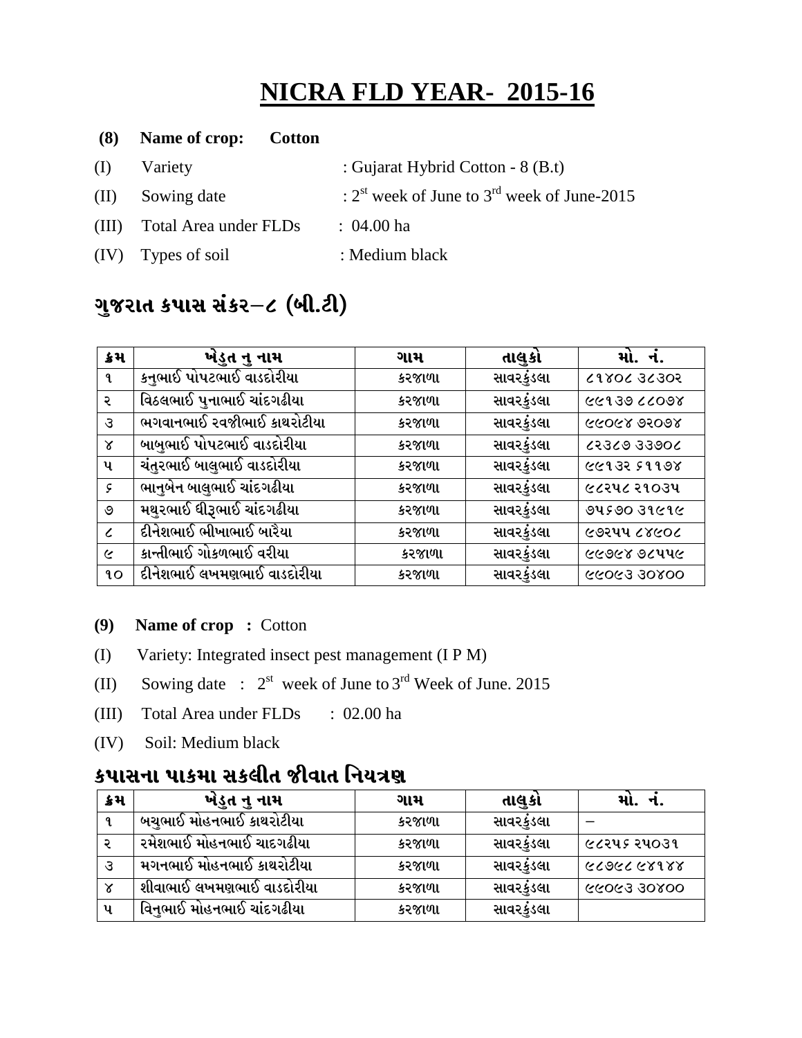# NICRA FLD YEAR- 2015-16

**(8) Name of crop: Cotton**

(I) Variety : Gujarat Hybrid Cotton - 8 (B.t)

(II) Sowing date : $2^{st}$ week of June to $3^{rd}$ week of June-2015

(III) Total Area under FLDs : 04.00 ha

(IV) Types of soil : Medium black

## ગુજરાત કપાસ સંકર–૮ (બી.ટી)

| ક્રમ | ખેડુત નુ નામ | ગામ | તાલુકો | મો. નં. |
|---|---|---|---|---|
| ૧ | કનુભાઈ પોપટભાઈ વાડદોરીયા | કરજાળા | સાવરકુંડલા | ૮૧૪૦૮ ૩૮૩૦૨ |
| ૨ | વિઠલભાઈ પુનાભાઈ ચાંદગઢીયા | કરજાળા | સાવરકુંડલા | ૯૯૧૩૭ ૮૮૦૭૪ |
| ૩ | ભગવાનભાઈ રવજીભાઈ કાથરોટીયા | કરજાળા | સાવરકુંડલા | ૯૯૦૯૪ ૭૨૦૭૪ |
| ૪ | બાબુભાઈ પોપટભાઈ વાડદોરીયા | કરજાળા | સાવરકુંડલા | ૮૨૩૮૭ ૩૩૭૦૮ |
| ૫ | ચંતુરભાઈ બાલુભાઈ વાડદોરીયા | કરજાળા | સાવરકુંડલા | ૯૯૧૩૨ ૬૧૧૭૪ |
| ૬ | ભાનુબેન બાલુભાઈ ચાંદગઢીયા | કરજાળા | સાવરકુંડલા | ૯૮૨૫૮ ૨૧૦૩૫ |
| ૭ | મથુરભાઈ ધીરૂભાઈ ચાંદગઢીયા | કરજાળા | સાવરકુંડલા | ૭૫૬૭૦ ૩૧૯૧૯ |
| ૮ | દીનેશભાઈ ભીખાભાઈ બારૈયા | કરજાળા | સાવરકુંડલા | ૯૭૨૫૫ ૮૪૯૦૮ |
| ૯ | કાન્તીભાઈ ગોકળભાઈ વરીયા | કરજાળા | સાવરકુંડલા | ૯૯૭૯૪ ૭૮૫૫૯ |
| ૧૦ | દીનેશભાઈ લખમણભાઈ વાડદોરીયા | કરજાળા | સાવરકુંડલા | ૯૯૦૯૩ ૩૦૪૦૦ |

**(9) Name of crop :** Cotton

(I) Variety: Integrated insect pest management (I P M)

(II) Sowing date : $2^{st}$ week of June to $3^{rd}$ Week of June. 2015

(III) Total Area under FLDs : 02.00 ha

(IV) Soil: Medium black

## કપાસના પાકમા સકલીત જીવાત નિયત્રણ

| ક્રમ | ખેડુત નુ નામ | ગામ | તાલુકો | મો. નં. |
|---|---|---|---|---|
| ૧ | બચુભાઈ મોહનભાઈ કાથરોટીયા | કરજાળા | સાવરકુંડલા | – |
| ૨ | રમેશભાઈ મોહનભાઈ ચાદગઢીયા | કરજાળા | સાવરકુંડલા | ૯૮૨૫૬ ૨૫૦૩૧ |
| ૩ | મગનભાઈ મોહનભાઈ કાથરોટીયા | કરજાળા | સાવરકુંડલા | ૯૮૭૯૮ ૯૪૧૪૪ |
| ૪ | શીવાભાઈ લખમણભાઈ વાડદોરીયા | કરજાળા | સાવરકુંડલા | ૯૯૦૯૩ ૩૦૪૦૦ |
| ૫ | વિનુભાઈ મોહનભાઈ ચાંદગઢીયા | કરજાળા | સાવરકુંડલા | |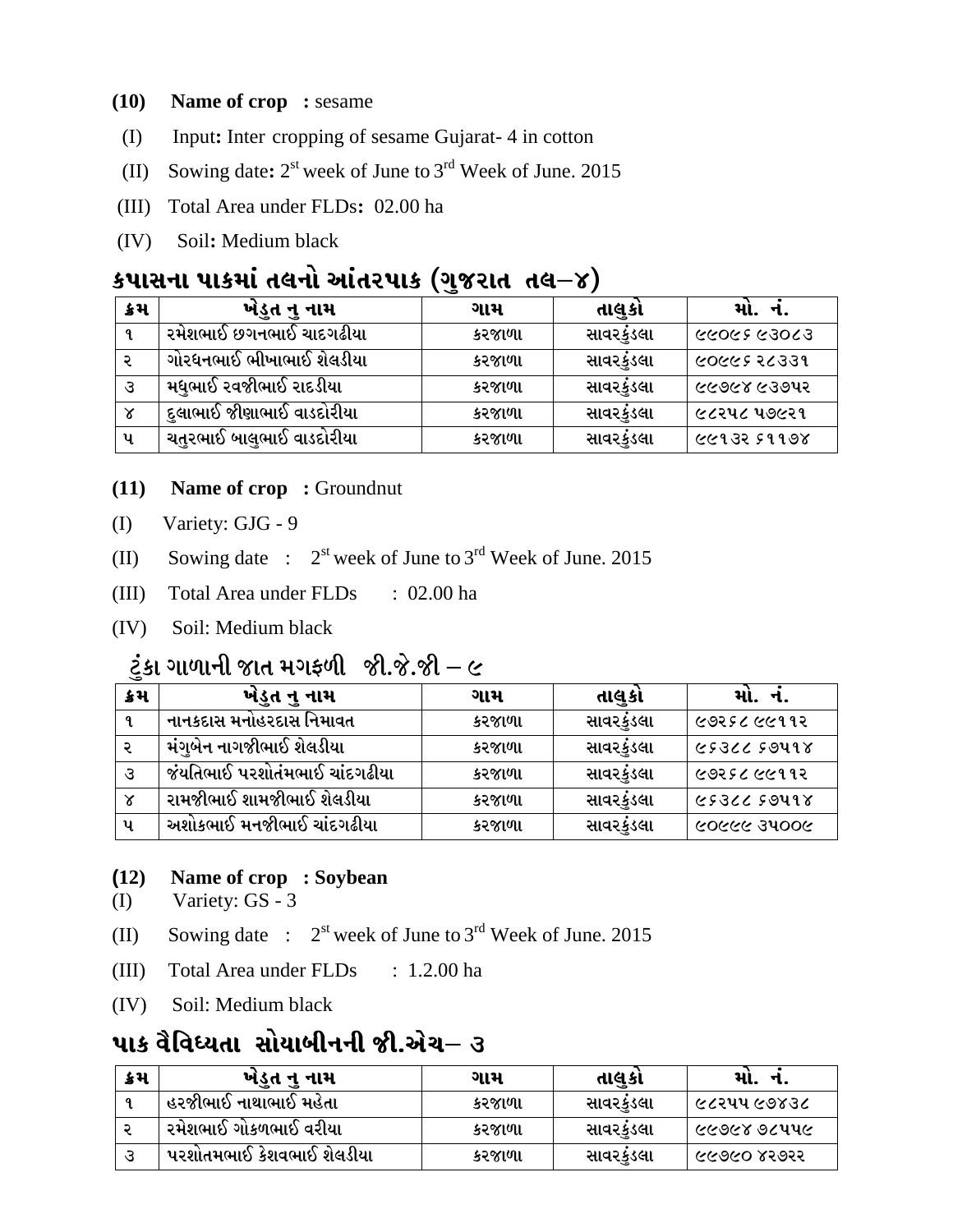**(10) Name of crop :** sesame

(I) Input**:** Inter cropping of sesame Gujarat- 4 in cotton

(II) Sowing date**:** 2st week of June to 3rd Week of June. 2015

(III) Total Area under FLDs**:** 02.00 ha

(IV) Soil**:** Medium black

## કપાસના પાકમાં તલનો આંતરપાક (ગુજરાત તલ–૪)

| ક્રમ | ખેડુત નુ નામ | ગામ | તાલુકો | મો. નં. |
|---|---|---|---|---|
| ૧ | રમેશભાઈ છગનભાઈ ચાદગઢીયા | કરજાળા | સાવરકુંડલા | ૯૯૦૯૬ ૯૩૦૮૩ |
| ૨ | ગોરધનભાઈ ભીખાભાઈ શેલડીયા | કરજાળા | સાવરકુંડલા | ૯૦૯૯૬ ૨૮૩૩૧ |
| ૩ | મધુભાઈ રવજીભાઈ રાદડીયા | કરજાળા | સાવરકુંડલા | ૯૯૭૯૪ ૯૩૭૫૨ |
| ૪ | દુલાભાઈ જીણાભાઈ વાડદોરીયા | કરજાળા | સાવરકુંડલા | ૯૮૨૫૮ ૫૭૯૨૧ |
| ૫ | ચતુરભાઈ બાલુભાઈ વાડદોરીયા | કરજાળા | સાવરકુંડલા | ૯૯૧૩૨ ૬૧૧૭૪ |

**(11) Name of crop :** Groundnut

(I) Variety: GJG - 9

(II) Sowing date : 2st week of June to 3rd Week of June. 2015

(III) Total Area under FLDs : 02.00 ha

(IV) Soil: Medium black

## ટુંકા ગાળાની જાત મગફળી જી.જે.જી – ૯

| ક્રમ | ખેડુત નુ નામ | ગામ | તાલુકો | મો. નં. |
|---|---|---|---|---|
| ૧ | નાનકદાસ મનોહરદાસ નિમાવત | કરજાળા | સાવરકુંડલા | ૯૭૨૬૮ ૯૯૧૧૨ |
| ૨ | મંગુબેન નાગજીભાઈ શેલડીયા | કરજાળા | સાવરકુંડલા | ૯૬૩૮૮ ૬૭૫૧૪ |
| ૩ | જંયતિભાઈ પરશોતંમભાઈ ચાંદગઢીયા | કરજાળા | સાવરકુંડલા | ૯૭૨૬૮ ૯૯૧૧૨ |
| ૪ | રામજીભાઈ શામજીભાઈ શેલડીયા | કરજાળા | સાવરકુંડલા | ૯૬૩૮૮ ૬૭૫૧૪ |
| ૫ | અશોકભાઈ મનજીભાઈ ચાંદગઢીયા | કરજાળા | સાવરકુંડલા | ૯૦૯૯૯ ૩૫૦૦૯ |

**(12) Name of crop : Soybean**

(I) Variety: GS - 3

(II) Sowing date : 2st week of June to 3rd Week of June. 2015

(III) Total Area under FLDs : 1.2.00 ha

(IV) Soil: Medium black

## પાક વૈવિધ્યતા સોયાબીનની જી.એચ– ૩

| ક્રમ | ખેડુત નુ નામ | ગામ | તાલુકો | મો. નં. |
|---|---|---|---|---|
| ૧ | હરજીભાઈ નાથાભાઈ મહેતા | કરજાળા | સાવરકુંડલા | ૯૮૨૫૫ ૯૭૪૩૮ |
| ૨ | રમેશભાઈ ગોકળભાઈ વરીયા | કરજાળા | સાવરકુંડલા | ૯૯૭૯૪ ૭૮૫૫૯ |
| ૩ | પરશોતમભાઈ કેશવભાઈ શેલડીયા | કરજાળા | સાવરકુંડલા | ૯૯૭૯૦ ૪૨૭૨૨ |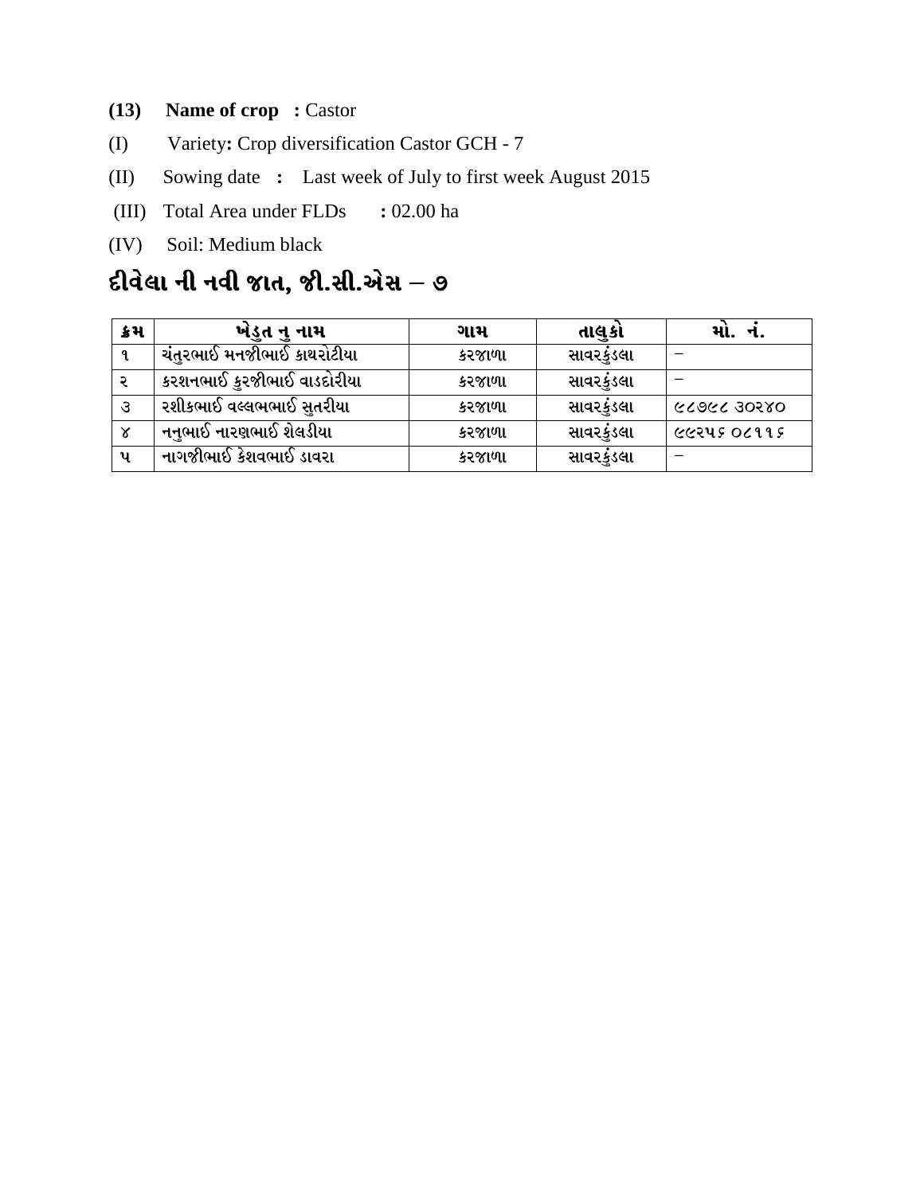**(13) Name of crop :** Castor

(I) Variety**:** Crop diversification Castor GCH - 7

(II) Sowing date **:** Last week of July to first week August 2015

(III) Total Area under FLDs **:** 02.00 ha

(IV) Soil: Medium black

## દીવેલા ની નવી જાત, જી.સી.એસ – ૭

| ક્રમ | ખેડુત નુ નામ | ગામ | તાલુકો | મો. નં. |
|---|---|---|---|---|
| ૧ | ચંતુરભાઈ મનજીભાઈ કાથરોટીયા | કરજાળા | સાવરકુંડલા | – |
| ૨ | કરશનભાઈ કુરજીભાઈ વાડદોરીયા | કરજાળા | સાવરકુંડલા | – |
| ૩ | રશીકભાઈ વલ્લભભાઈ સુતરીયા | કરજાળા | સાવરકુંડલા | ૯૮૭૯૮ ૩૦૨૪૦ |
| ૪ | નનુભાઈ નારણભાઈ શેલડીયા | કરજાળા | સાવરકુંડલા | ૯૯૨૫૬ ૦૮૧૧૬ |
| ૫ | નાગજીભાઈ કેશવભાઈ ડાવરા | કરજાળા | સાવરકુંડલા | – |